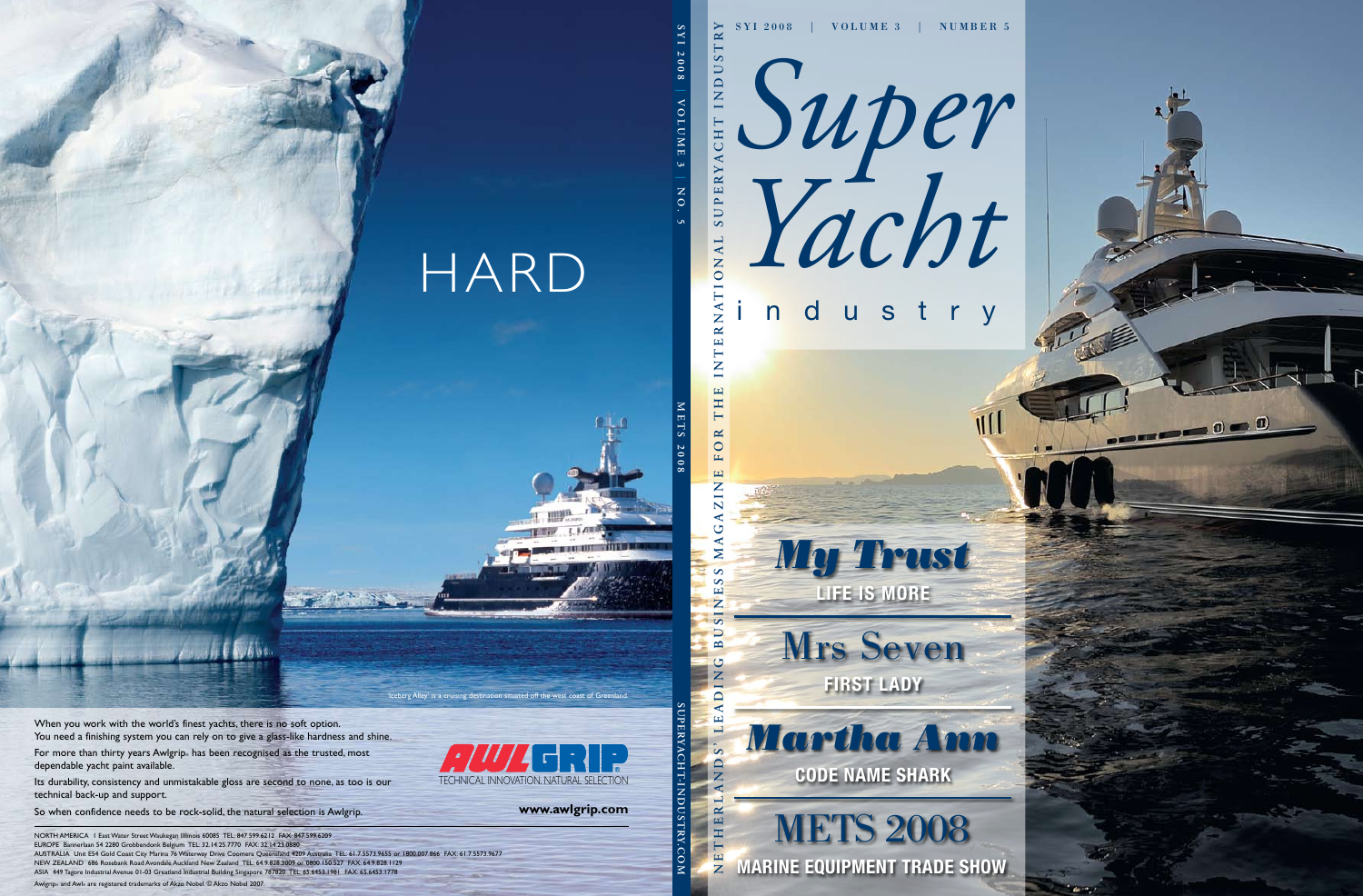HARD

'Iceberg Alley' is a cruising destination situated off the west coast of Greenland.

When you work with the world's finest yachts, there is no soft option.
You need a finishing system you can rely on to give a glass-like hardness and shine.

For more than thirty years Awlgrip® has been recognised as the trusted, most dependable yacht paint available.

Its durability, consistency and unmistakable gloss are second to none, as too is our technical back-up and support.

So when confidence needs to be rock-solid, the natural selection is Awlgrip.

AWLGRIP® TECHNICAL INNOVATION. NATURAL SELECTION

www.awlgrip.com

NORTH AMERICA 1 East Water Street Waukegan Illinois 60085 TEL: 847.599.6212 FAX: 847.599.6209
EUROPE Bannerlaan 54 2280 Grobbendonk Belgium TEL: 32.14.25.7770 FAX: 32.14.23.0880
AUSTRALIA Unit E54 Gold Coast City Marina 76 Waterway Drive Coomera Queensland 4209 Australia TEL: 61.7.5573.9655 or 1800.007.866 FAX: 61.7.5573.9677
NEW ZEALAND 686 Rosebank Road Avondale Auckland New Zealand TEL: 64.9.828.3009 or 0800.150.527 FAX: 64.9.828.1129
ASIA 449 Tagore Industrial Avenue 01-03 Greatland Industrial Building Singapore 787820 TEL: 65.6453.1981 FAX: 65.6453.1778
Awlgrip® and Awl® are registered trademarks of Akzo Nobel © Akzo Nobel 2007.

SYI 2008 | VOLUME 3 | NO. 5 — METS 2008 — SUPERYACHT-INDUSTRY.COM

NETHERLANDS' LEADING BUSINESS MAGAZINE FOR THE INTERNATIONAL SUPERYACHT INDUSTRY

SYI 2008 | VOLUME 3 | NUMBER 5

# Super Yacht industry

## My Trust
LIFE IS MORE

## Mrs Seven
FIRST LADY

## Martha Ann
CODE NAME SHARK

## METS 2008
MARINE EQUIPMENT TRADE SHOW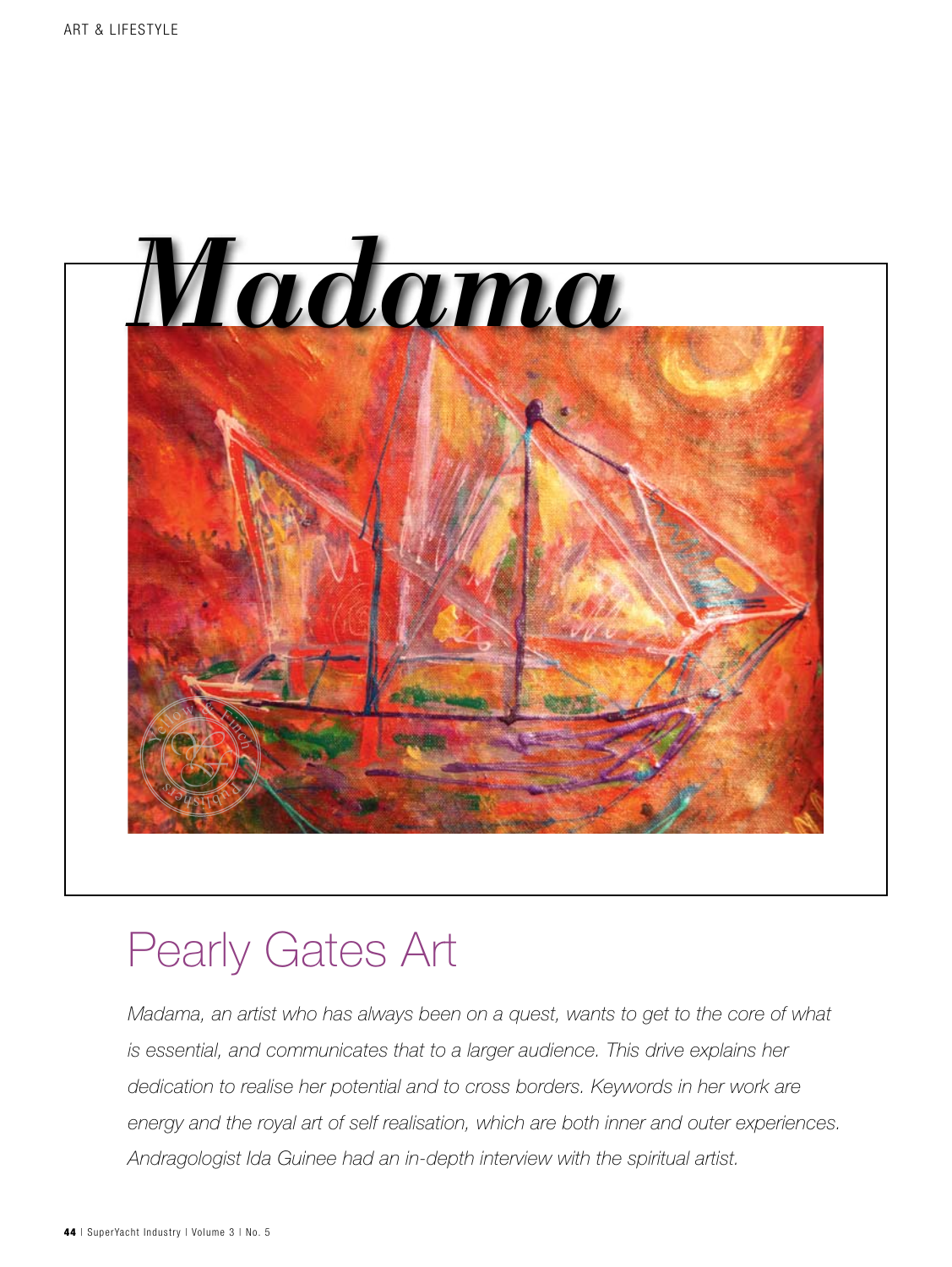# Madama

## Pearly Gates Art

*Madama, an artist who has always been on a quest, wants to get to the core of what is essential, and communicates that to a larger audience. This drive explains her dedication to realise her potential and to cross borders. Keywords in her work are energy and the royal art of self realisation, which are both inner and outer experiences. Andragologist Ida Guinee had an in-depth interview with the spiritual artist.*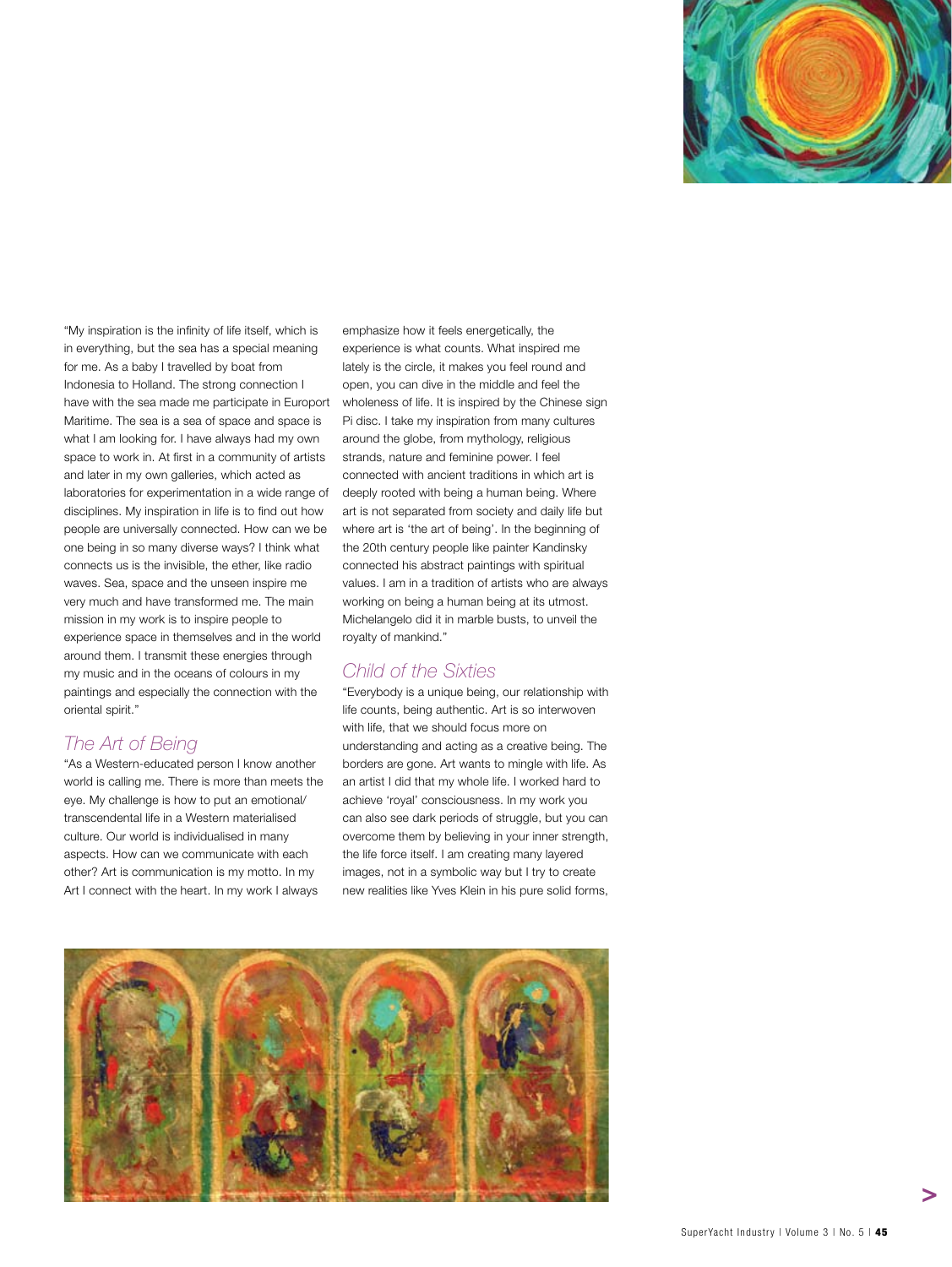"My inspiration is the infinity of life itself, which is in everything, but the sea has a special meaning for me. As a baby I travelled by boat from Indonesia to Holland. The strong connection I have with the sea made me participate in Europort Maritime. The sea is a sea of space and space is what I am looking for. I have always had my own space to work in. At first in a community of artists and later in my own galleries, which acted as laboratories for experimentation in a wide range of disciplines. My inspiration in life is to find out how people are universally connected. How can we be one being in so many diverse ways? I think what connects us is the invisible, the ether, like radio waves. Sea, space and the unseen inspire me very much and have transformed me. The main mission in my work is to inspire people to experience space in themselves and in the world around them. I transmit these energies through my music and in the oceans of colours in my paintings and especially the connection with the oriental spirit."

## *The Art of Being*

"As a Western-educated person I know another world is calling me. There is more than meets the eye. My challenge is how to put an emotional/ transcendental life in a Western materialised culture. Our world is individualised in many aspects. How can we communicate with each other? Art is communication is my motto. In my Art I connect with the heart. In my work I always emphasize how it feels energetically, the experience is what counts. What inspired me lately is the circle, it makes you feel round and open, you can dive in the middle and feel the wholeness of life. It is inspired by the Chinese sign Pi disc. I take my inspiration from many cultures around the globe, from mythology, religious strands, nature and feminine power. I feel connected with ancient traditions in which art is deeply rooted with being a human being. Where art is not separated from society and daily life but where art is 'the art of being'. In the beginning of the 20th century people like painter Kandinsky connected his abstract paintings with spiritual values. I am in a tradition of artists who are always working on being a human being at its utmost. Michelangelo did it in marble busts, to unveil the royalty of mankind."

## *Child of the Sixties*

"Everybody is a unique being, our relationship with life counts, being authentic. Art is so interwoven with life, that we should focus more on understanding and acting as a creative being. The borders are gone. Art wants to mingle with life. As an artist I did that my whole life. I worked hard to achieve 'royal' consciousness. In my work you can also see dark periods of struggle, but you can overcome them by believing in your inner strength, the life force itself. I am creating many layered images, not in a symbolic way but I try to create new realities like Yves Klein in his pure solid forms,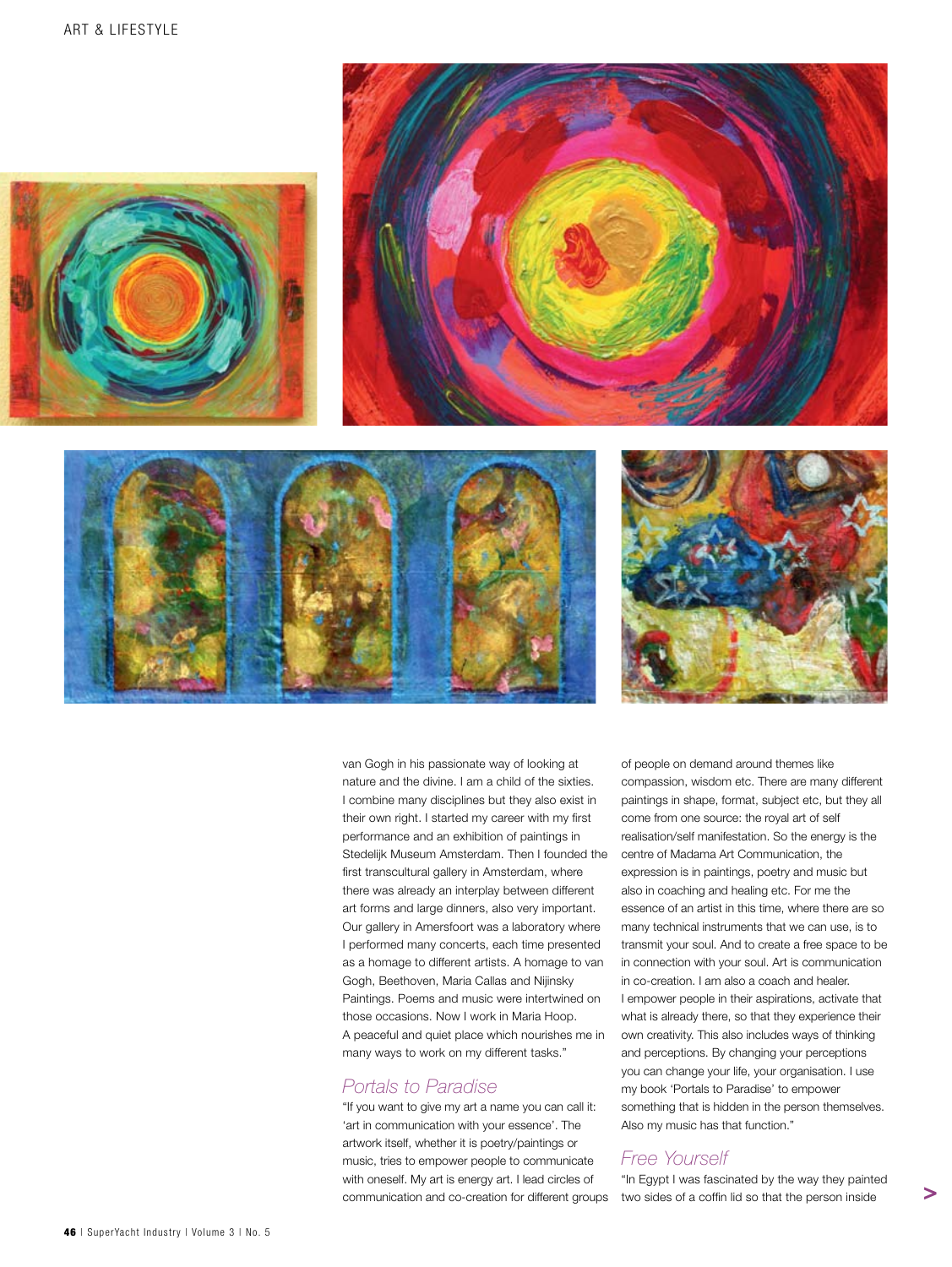van Gogh in his passionate way of looking at nature and the divine. I am a child of the sixties. I combine many disciplines but they also exist in their own right. I started my career with my first performance and an exhibition of paintings in Stedelijk Museum Amsterdam. Then I founded the first transcultural gallery in Amsterdam, where there was already an interplay between different art forms and large dinners, also very important. Our gallery in Amersfoort was a laboratory where I performed many concerts, each time presented as a homage to different artists. A homage to van Gogh, Beethoven, Maria Callas and Nijinsky Paintings. Poems and music were intertwined on those occasions. Now I work in Maria Hoop. A peaceful and quiet place which nourishes me in many ways to work on my different tasks."

## Portals to Paradise

"If you want to give my art a name you can call it: 'art in communication with your essence'. The artwork itself, whether it is poetry/paintings or music, tries to empower people to communicate with oneself. My art is energy art. I lead circles of communication and co-creation for different groups of people on demand around themes like compassion, wisdom etc. There are many different paintings in shape, format, subject etc, but they all come from one source: the royal art of self realisation/self manifestation. So the energy is the centre of Madama Art Communication, the expression is in paintings, poetry and music but also in coaching and healing etc. For me the essence of an artist in this time, where there are so many technical instruments that we can use, is to transmit your soul. And to create a free space to be in connection with your soul. Art is communication in co-creation. I am also a coach and healer. I empower people in their aspirations, activate that what is already there, so that they experience their own creativity. This also includes ways of thinking and perceptions. By changing your perceptions you can change your life, your organisation. I use my book 'Portals to Paradise' to empower something that is hidden in the person themselves. Also my music has that function."

## Free Yourself

"In Egypt I was fascinated by the way they painted two sides of a coffin lid so that the person inside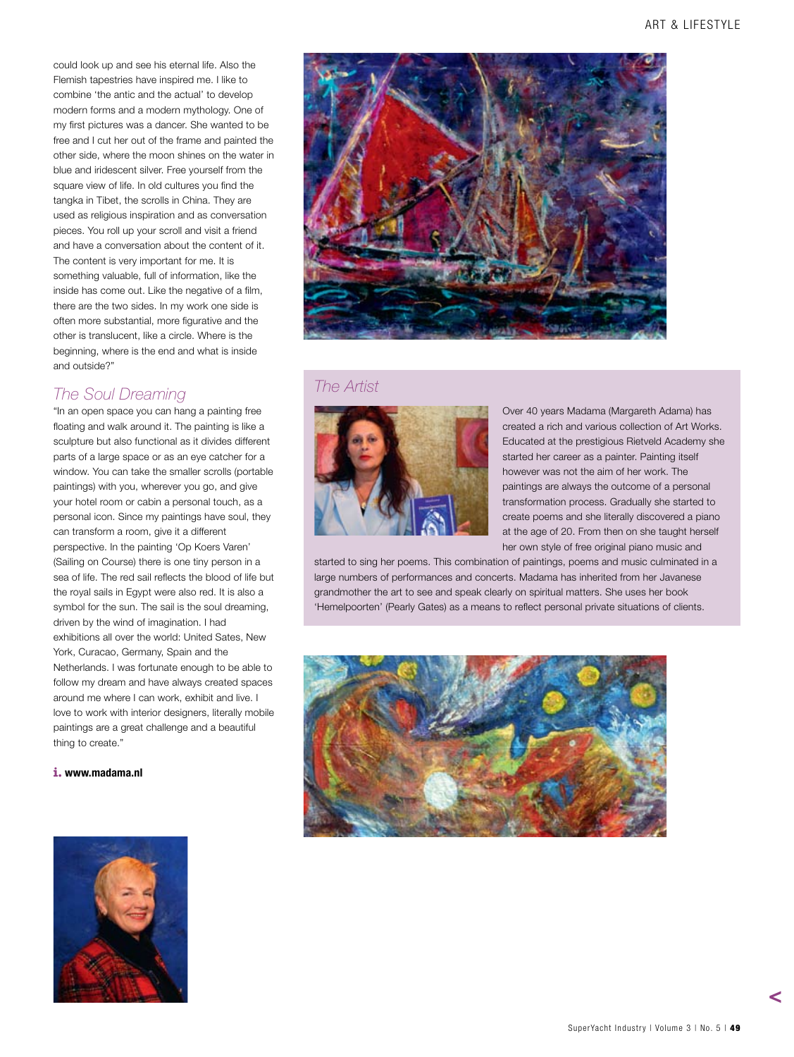could look up and see his eternal life. Also the Flemish tapestries have inspired me. I like to combine 'the antic and the actual' to develop modern forms and a modern mythology. One of my first pictures was a dancer. She wanted to be free and I cut her out of the frame and painted the other side, where the moon shines on the water in blue and iridescent silver. Free yourself from the square view of life. In old cultures you find the tangka in Tibet, the scrolls in China. They are used as religious inspiration and as conversation pieces. You roll up your scroll and visit a friend and have a conversation about the content of it. The content is very important for me. It is something valuable, full of information, like the inside has come out. Like the negative of a film, there are the two sides. In my work one side is often more substantial, more figurative and the other is translucent, like a circle. Where is the beginning, where is the end and what is inside and outside?"

## The Soul Dreaming

"In an open space you can hang a painting free floating and walk around it. The painting is like a sculpture but also functional as it divides different parts of a large space or as an eye catcher for a window. You can take the smaller scrolls (portable paintings) with you, wherever you go, and give your hotel room or cabin a personal touch, as a personal icon. Since my paintings have soul, they can transform a room, give it a different perspective. In the painting 'Op Koers Varen' (Sailing on Course) there is one tiny person in a sea of life. The red sail reflects the blood of life but the royal sails in Egypt were also red. It is also a symbol for the sun. The sail is the soul dreaming, driven by the wind of imagination. I had exhibitions all over the world: United Sates, New York, Curacao, Germany, Spain and the Netherlands. I was fortunate enough to be able to follow my dream and have always created spaces around me where I can work, exhibit and live. I love to work with interior designers, literally mobile paintings are a great challenge and a beautiful thing to create."

**i. www.madama.nl**

## The Artist

Over 40 years Madama (Margareth Adama) has created a rich and various collection of Art Works. Educated at the prestigious Rietveld Academy she started her career as a painter. Painting itself however was not the aim of her work. The paintings are always the outcome of a personal transformation process. Gradually she started to create poems and she literally discovered a piano at the age of 20. From then on she taught herself her own style of free original piano music and started to sing her poems. This combination of paintings, poems and music culminated in a large numbers of performances and concerts. Madama has inherited from her Javanese grandmother the art to see and speak clearly on spiritual matters. She uses her book 'Hemelpoorten' (Pearly Gates) as a means to reflect personal private situations of clients.